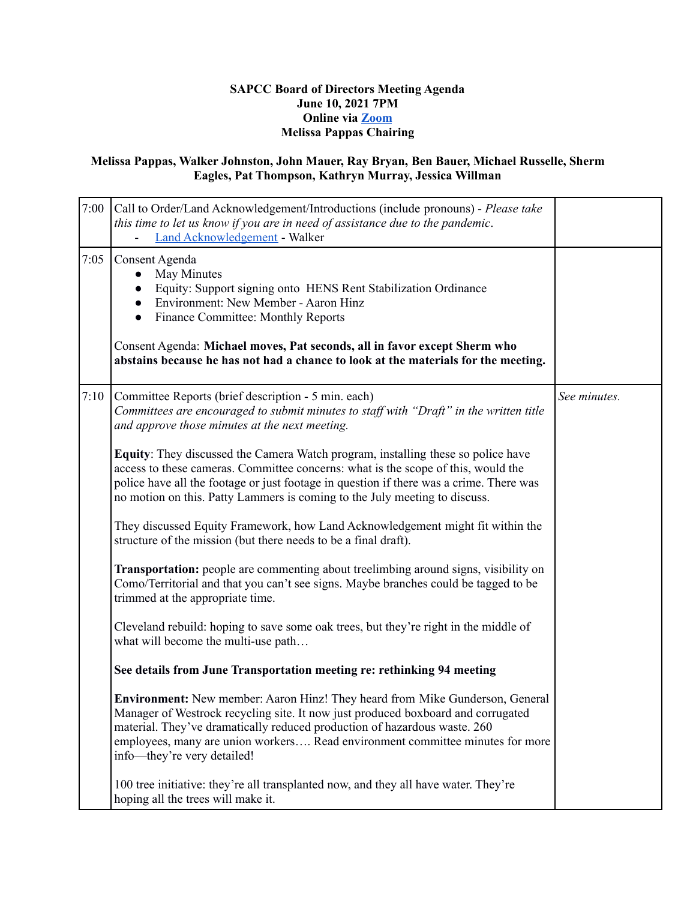**SAPCC Board of Directors Meeting Agenda**
**June 10, 2021 7PM**
**Online via [Zoom](Zoom)**
**Melissa Pappas Chairing**

**Melissa Pappas, Walker Johnston, John Mauer, Ray Bryan, Ben Bauer, Michael Russelle, Sherm Eagles, Pat Thompson, Kathryn Murray, Jessica Willman**

| | | |
|---|---|---|
| 7:00 | Call to Order/Land Acknowledgement/Introductions (include pronouns) - *Please take this time to let us know if you are in need of assistance due to the pandemic.*<br>- [Land Acknowledgement](Land Acknowledgement) - Walker | |
| 7:05 | Consent Agenda<br>• May Minutes<br>• Equity: Support signing onto HENS Rent Stabilization Ordinance<br>• Environment: New Member - Aaron Hinz<br>• Finance Committee: Monthly Reports<br><br>Consent Agenda: **Michael moves, Pat seconds, all in favor except Sherm who abstains because he has not had a chance to look at the materials for the meeting.** | |
| 7:10 | Committee Reports (brief description - 5 min. each)<br>*Committees are encouraged to submit minutes to staff with "Draft" in the written title and approve those minutes at the next meeting.*<br><br>**Equity**: They discussed the Camera Watch program, installing these so police have access to these cameras. Committee concerns: what is the scope of this, would the police have all the footage or just footage in question if there was a crime. There was no motion on this. Patty Lammers is coming to the July meeting to discuss.<br><br>They discussed Equity Framework, how Land Acknowledgement might fit within the structure of the mission (but there needs to be a final draft).<br><br>**Transportation:** people are commenting about treelimbing around signs, visibility on Como/Territorial and that you can't see signs. Maybe branches could be tagged to be trimmed at the appropriate time.<br><br>Cleveland rebuild: hoping to save some oak trees, but they're right in the middle of what will become the multi-use path…<br><br>**See details from June Transportation meeting re: rethinking 94 meeting**<br><br>**Environment:** New member: Aaron Hinz! They heard from Mike Gunderson, General Manager of Westrock recycling site. It now just produced boxboard and corrugated material. They've dramatically reduced production of hazardous waste. 260 employees, many are union workers…. Read environment committee minutes for more info—they're very detailed!<br><br>100 tree initiative: they're all transplanted now, and they all have water. They're hoping all the trees will make it. | *See minutes.* |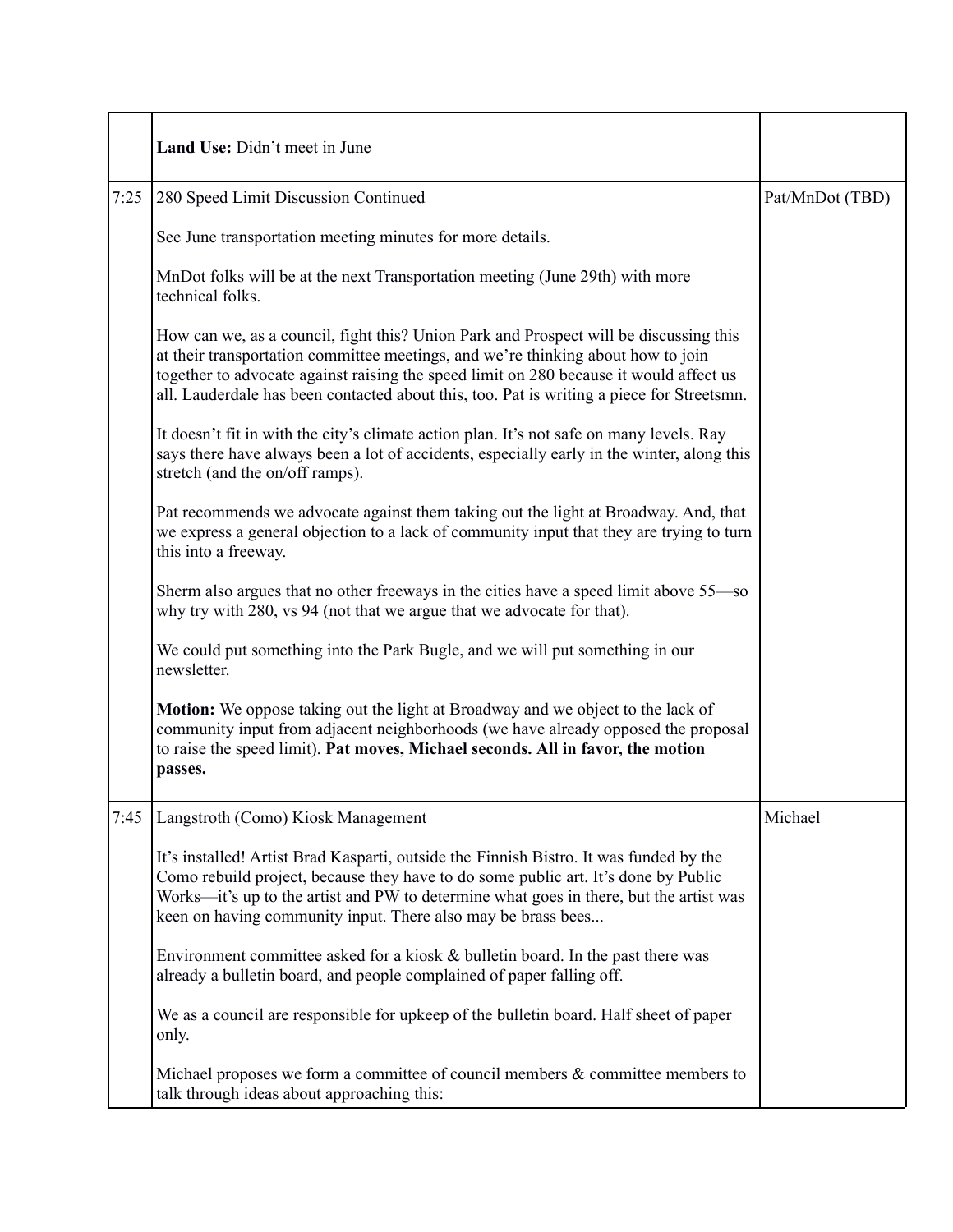| | | |
|---|---|---|
| | **Land Use:** Didn't meet in June | |
| 7:25 | 280 Speed Limit Discussion Continued<br><br>See June transportation meeting minutes for more details.<br><br>MnDot folks will be at the next Transportation meeting (June 29th) with more technical folks.<br><br>How can we, as a council, fight this? Union Park and Prospect will be discussing this at their transportation committee meetings, and we're thinking about how to join together to advocate against raising the speed limit on 280 because it would affect us all. Lauderdale has been contacted about this, too. Pat is writing a piece for Streetsmn.<br><br>It doesn't fit in with the city's climate action plan. It's not safe on many levels. Ray says there have always been a lot of accidents, especially early in the winter, along this stretch (and the on/off ramps).<br><br>Pat recommends we advocate against them taking out the light at Broadway. And, that we express a general objection to a lack of community input that they are trying to turn this into a freeway.<br><br>Sherm also argues that no other freeways in the cities have a speed limit above 55—so why try with 280, vs 94 (not that we argue that we advocate for that).<br><br>We could put something into the Park Bugle, and we will put something in our newsletter.<br><br>**Motion:** We oppose taking out the light at Broadway and we object to the lack of community input from adjacent neighborhoods (we have already opposed the proposal to raise the speed limit). **Pat moves, Michael seconds. All in favor, the motion passes.** | Pat/MnDot (TBD) |
| 7:45 | Langstroth (Como) Kiosk Management<br><br>It's installed! Artist Brad Kasparti, outside the Finnish Bistro. It was funded by the Como rebuild project, because they have to do some public art. It's done by Public Works—it's up to the artist and PW to determine what goes in there, but the artist was keen on having community input. There also may be brass bees...<br><br>Environment committee asked for a kiosk & bulletin board. In the past there was already a bulletin board, and people complained of paper falling off.<br><br>We as a council are responsible for upkeep of the bulletin board. Half sheet of paper only.<br><br>Michael proposes we form a committee of council members & committee members to talk through ideas about approaching this: | Michael |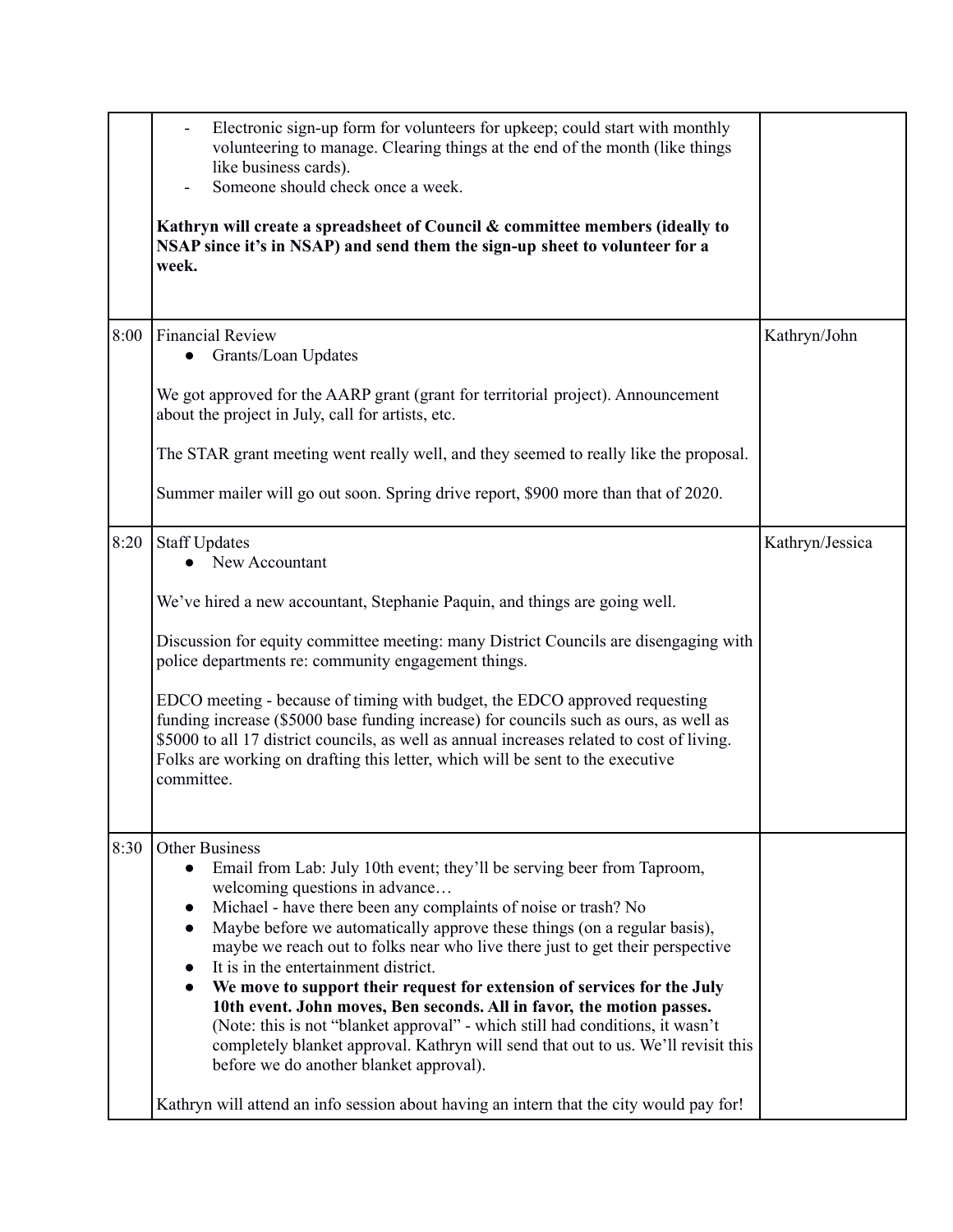| | | |
|---|---|---|
| | - Electronic sign-up form for volunteers for upkeep; could start with monthly volunteering to manage. Clearing things at the end of the month (like things like business cards).<br>- Someone should check once a week.<br><br>**Kathryn will create a spreadsheet of Council & committee members (ideally to NSAP since it's in NSAP) and send them the sign-up sheet to volunteer for a week.** | |
| 8:00 | Financial Review<br>● Grants/Loan Updates<br><br>We got approved for the AARP grant (grant for territorial project). Announcement about the project in July, call for artists, etc.<br><br>The STAR grant meeting went really well, and they seemed to really like the proposal.<br><br>Summer mailer will go out soon. Spring drive report, $900 more than that of 2020. | Kathryn/John |
| 8:20 | Staff Updates<br>● New Accountant<br><br>We've hired a new accountant, Stephanie Paquin, and things are going well.<br><br>Discussion for equity committee meeting: many District Councils are disengaging with police departments re: community engagement things.<br><br>EDCO meeting - because of timing with budget, the EDCO approved requesting funding increase ($5000 base funding increase) for councils such as ours, as well as $5000 to all 17 district councils, as well as annual increases related to cost of living. Folks are working on drafting this letter, which will be sent to the executive committee. | Kathryn/Jessica |
| 8:30 | Other Business<br>● Email from Lab: July 10th event; they'll be serving beer from Taproom, welcoming questions in advance…<br>● Michael - have there been any complaints of noise or trash? No<br>● Maybe before we automatically approve these things (on a regular basis), maybe we reach out to folks near who live there just to get their perspective<br>● It is in the entertainment district.<br>● **We move to support their request for extension of services for the July 10th event. John moves, Ben seconds. All in favor, the motion passes.** (Note: this is not "blanket approval" - which still had conditions, it wasn't completely blanket approval. Kathryn will send that out to us. We'll revisit this before we do another blanket approval).<br><br>Kathryn will attend an info session about having an intern that the city would pay for! | |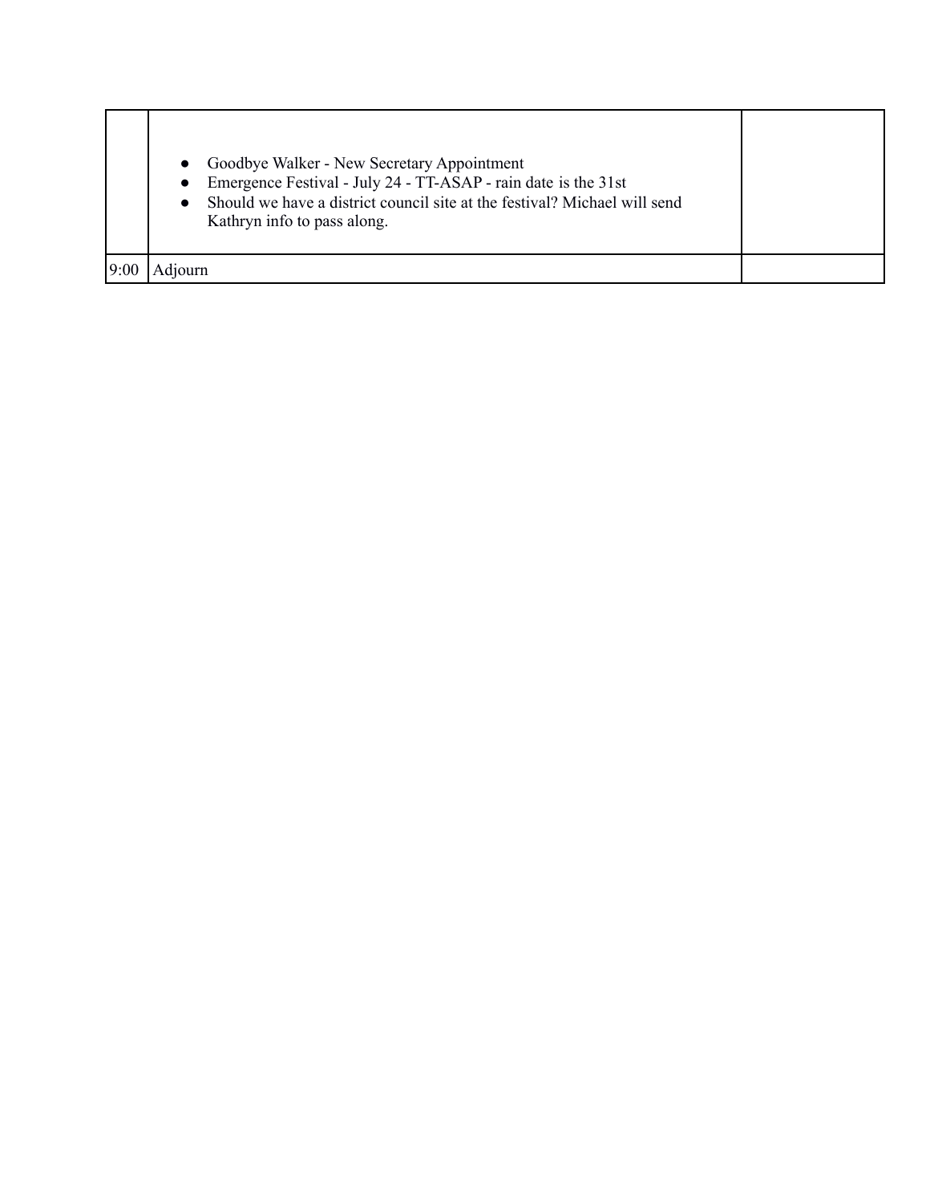| | | |
|---|---|---|
| | • Goodbye Walker - New Secretary Appointment<br>• Emergence Festival - July 24 - TT-ASAP - rain date is the 31st<br>• Should we have a district council site at the festival? Michael will send Kathryn info to pass along. | |
| 9:00 | Adjourn | |